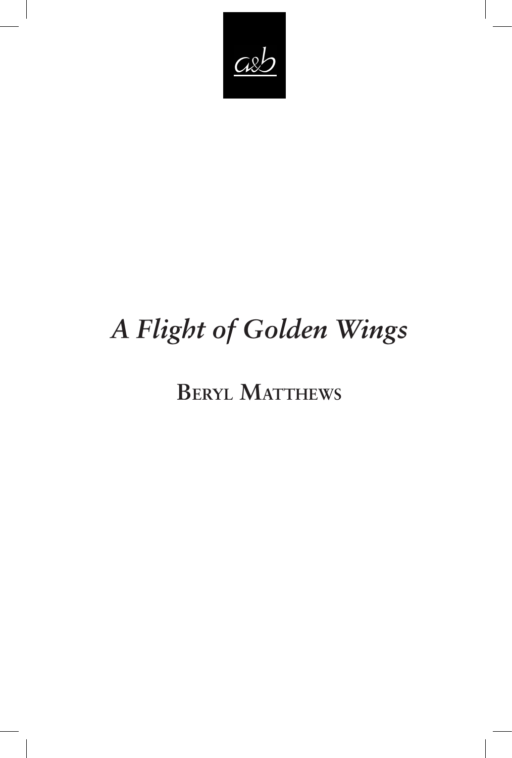a&b

# *A Flight of Golden Wings*

## Beryl Matthews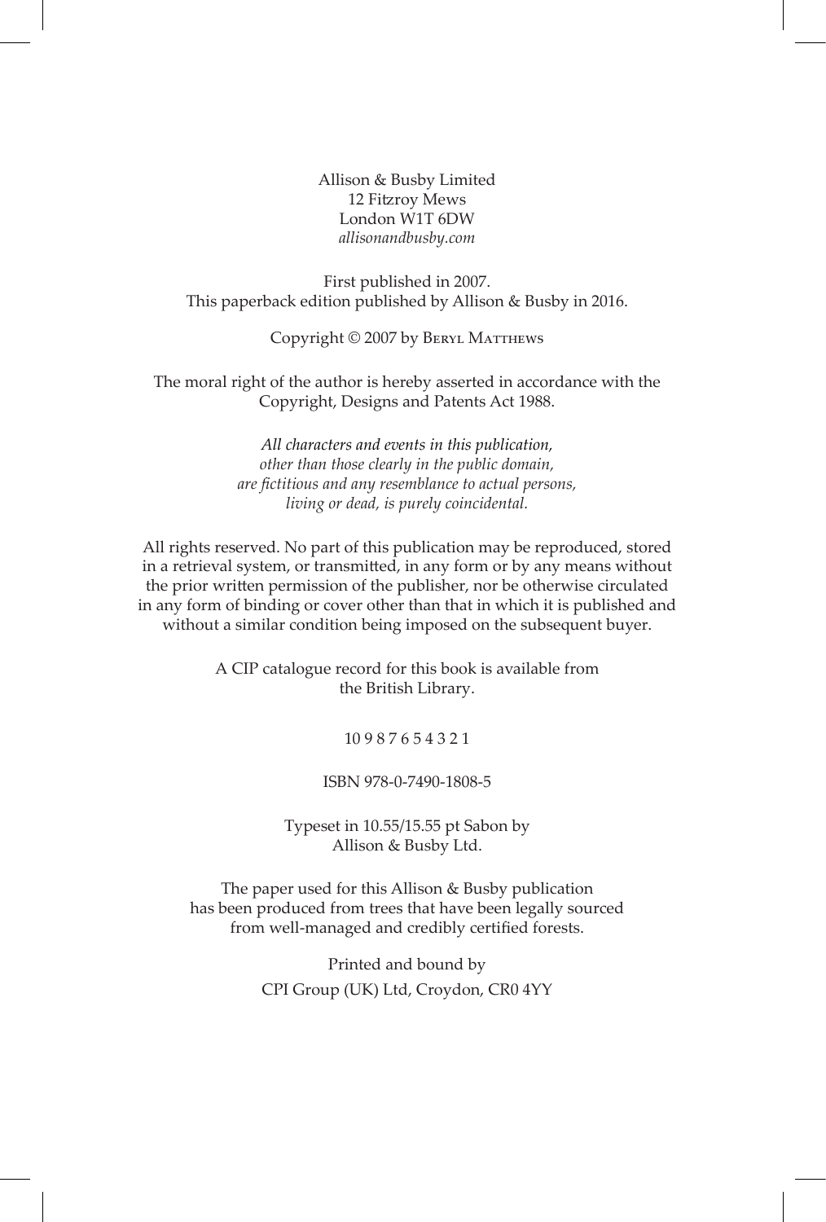Allison & Busby Limited
12 Fitzroy Mews
London W1T 6DW
*allisonandbusby.com*

First published in 2007.
This paperback edition published by Allison & Busby in 2016.

Copyright © 2007 by Beryl Matthews

The moral right of the author is hereby asserted in accordance with the Copyright, Designs and Patents Act 1988.

*All characters and events in this publication, other than those clearly in the public domain, are fictitious and any resemblance to actual persons, living or dead, is purely coincidental.*

All rights reserved. No part of this publication may be reproduced, stored in a retrieval system, or transmitted, in any form or by any means without the prior written permission of the publisher, nor be otherwise circulated in any form of binding or cover other than that in which it is published and without a similar condition being imposed on the subsequent buyer.

A CIP catalogue record for this book is available from the British Library.

10 9 8 7 6 5 4 3 2 1

ISBN 978-0-7490-1808-5

Typeset in 10.55/15.55 pt Sabon by Allison & Busby Ltd.

The paper used for this Allison & Busby publication has been produced from trees that have been legally sourced from well-managed and credibly certified forests.

Printed and bound by
CPI Group (UK) Ltd, Croydon, CR0 4YY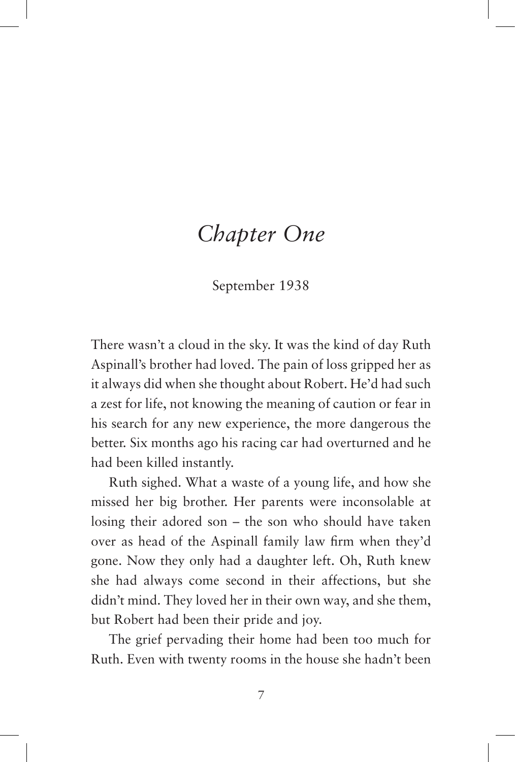# *Chapter One*

September 1938

There wasn't a cloud in the sky. It was the kind of day Ruth Aspinall's brother had loved. The pain of loss gripped her as it always did when she thought about Robert. He'd had such a zest for life, not knowing the meaning of caution or fear in his search for any new experience, the more dangerous the better. Six months ago his racing car had overturned and he had been killed instantly.

Ruth sighed. What a waste of a young life, and how she missed her big brother. Her parents were inconsolable at losing their adored son – the son who should have taken over as head of the Aspinall family law firm when they'd gone. Now they only had a daughter left. Oh, Ruth knew she had always come second in their affections, but she didn't mind. They loved her in their own way, and she them, but Robert had been their pride and joy.

The grief pervading their home had been too much for Ruth. Even with twenty rooms in the house she hadn't been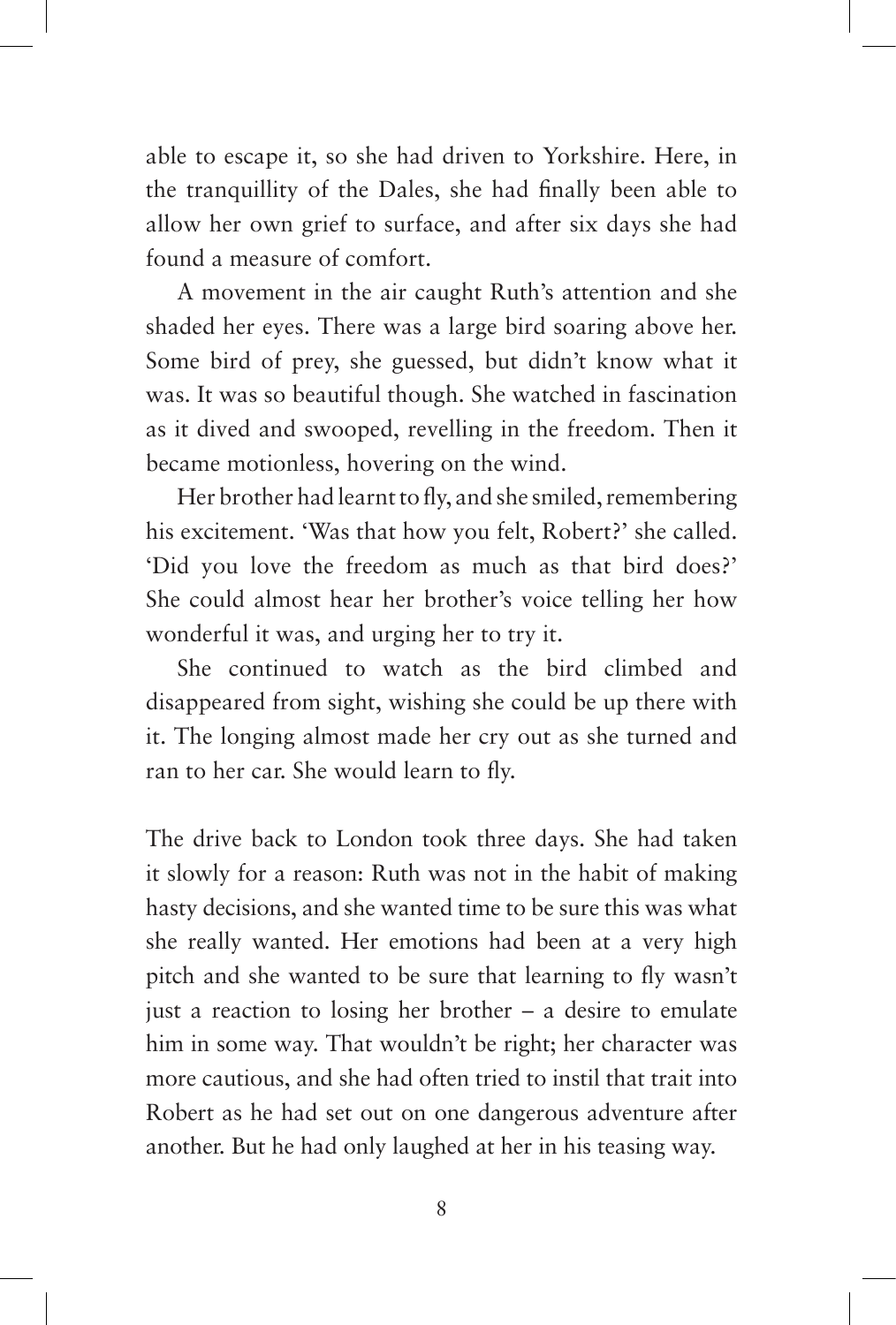able to escape it, so she had driven to Yorkshire. Here, in the tranquillity of the Dales, she had finally been able to allow her own grief to surface, and after six days she had found a measure of comfort.

A movement in the air caught Ruth's attention and she shaded her eyes. There was a large bird soaring above her. Some bird of prey, she guessed, but didn't know what it was. It was so beautiful though. She watched in fascination as it dived and swooped, revelling in the freedom. Then it became motionless, hovering on the wind.

Her brother had learnt to fly, and she smiled, remembering his excitement. 'Was that how you felt, Robert?' she called. 'Did you love the freedom as much as that bird does?' She could almost hear her brother's voice telling her how wonderful it was, and urging her to try it.

She continued to watch as the bird climbed and disappeared from sight, wishing she could be up there with it. The longing almost made her cry out as she turned and ran to her car. She would learn to fly.

The drive back to London took three days. She had taken it slowly for a reason: Ruth was not in the habit of making hasty decisions, and she wanted time to be sure this was what she really wanted. Her emotions had been at a very high pitch and she wanted to be sure that learning to fly wasn't just a reaction to losing her brother – a desire to emulate him in some way. That wouldn't be right; her character was more cautious, and she had often tried to instil that trait into Robert as he had set out on one dangerous adventure after another. But he had only laughed at her in his teasing way.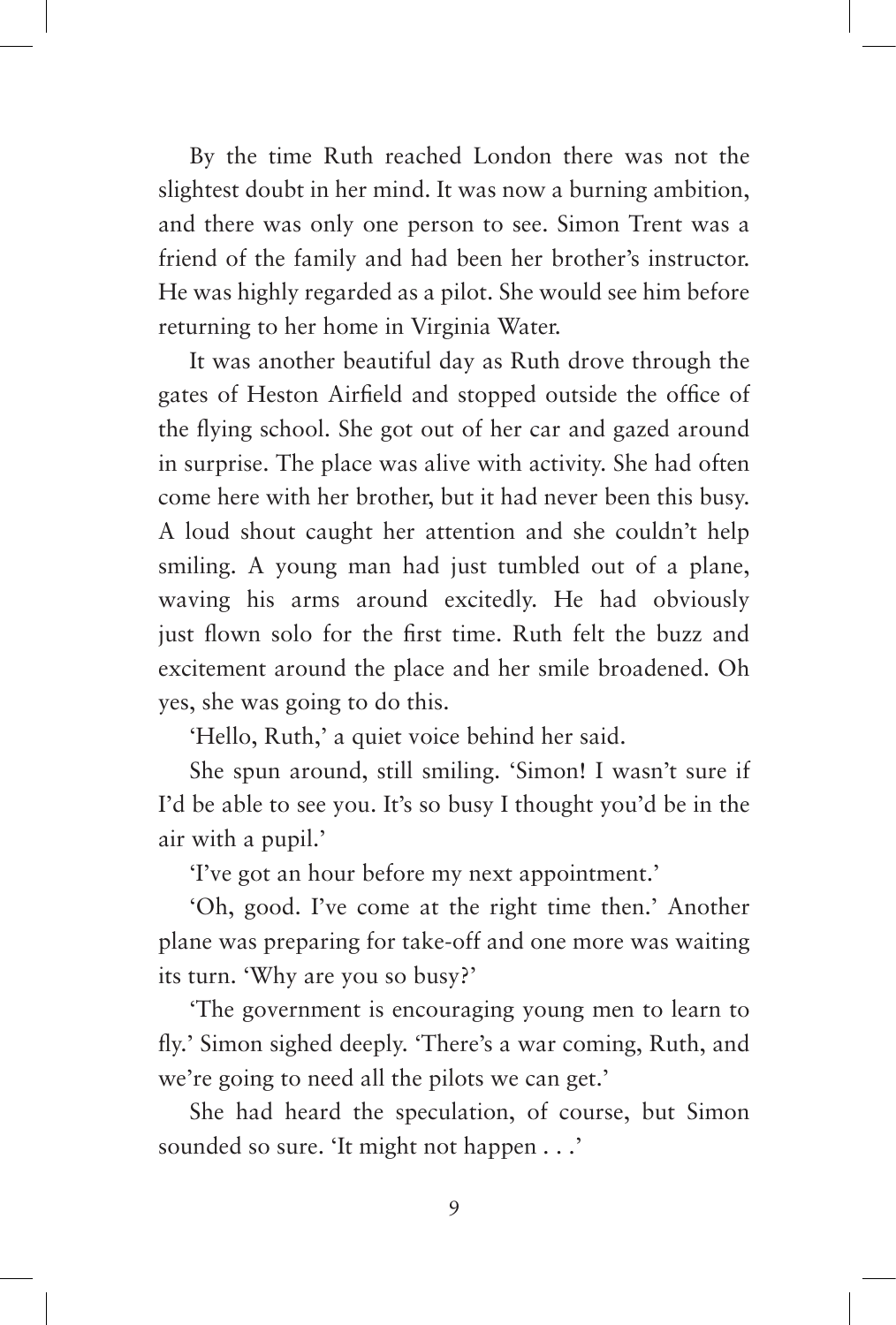By the time Ruth reached London there was not the slightest doubt in her mind. It was now a burning ambition, and there was only one person to see. Simon Trent was a friend of the family and had been her brother's instructor. He was highly regarded as a pilot. She would see him before returning to her home in Virginia Water.

It was another beautiful day as Ruth drove through the gates of Heston Airfield and stopped outside the office of the flying school. She got out of her car and gazed around in surprise. The place was alive with activity. She had often come here with her brother, but it had never been this busy. A loud shout caught her attention and she couldn't help smiling. A young man had just tumbled out of a plane, waving his arms around excitedly. He had obviously just flown solo for the first time. Ruth felt the buzz and excitement around the place and her smile broadened. Oh yes, she was going to do this.

'Hello, Ruth,' a quiet voice behind her said.

She spun around, still smiling. 'Simon! I wasn't sure if I'd be able to see you. It's so busy I thought you'd be in the air with a pupil.'

'I've got an hour before my next appointment.'

'Oh, good. I've come at the right time then.' Another plane was preparing for take-off and one more was waiting its turn. 'Why are you so busy?'

'The government is encouraging young men to learn to fly.' Simon sighed deeply. 'There's a war coming, Ruth, and we're going to need all the pilots we can get.'

She had heard the speculation, of course, but Simon sounded so sure. 'It might not happen . . .'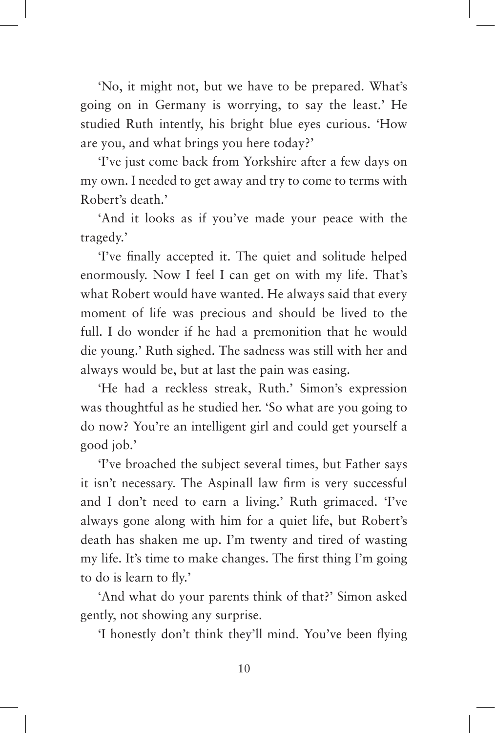'No, it might not, but we have to be prepared. What's going on in Germany is worrying, to say the least.' He studied Ruth intently, his bright blue eyes curious. 'How are you, and what brings you here today?'

'I've just come back from Yorkshire after a few days on my own. I needed to get away and try to come to terms with Robert's death.'

'And it looks as if you've made your peace with the tragedy.'

'I've finally accepted it. The quiet and solitude helped enormously. Now I feel I can get on with my life. That's what Robert would have wanted. He always said that every moment of life was precious and should be lived to the full. I do wonder if he had a premonition that he would die young.' Ruth sighed. The sadness was still with her and always would be, but at last the pain was easing.

'He had a reckless streak, Ruth.' Simon's expression was thoughtful as he studied her. 'So what are you going to do now? You're an intelligent girl and could get yourself a good job.'

'I've broached the subject several times, but Father says it isn't necessary. The Aspinall law firm is very successful and I don't need to earn a living.' Ruth grimaced. 'I've always gone along with him for a quiet life, but Robert's death has shaken me up. I'm twenty and tired of wasting my life. It's time to make changes. The first thing I'm going to do is learn to fly.'

'And what do your parents think of that?' Simon asked gently, not showing any surprise.

'I honestly don't think they'll mind. You've been flying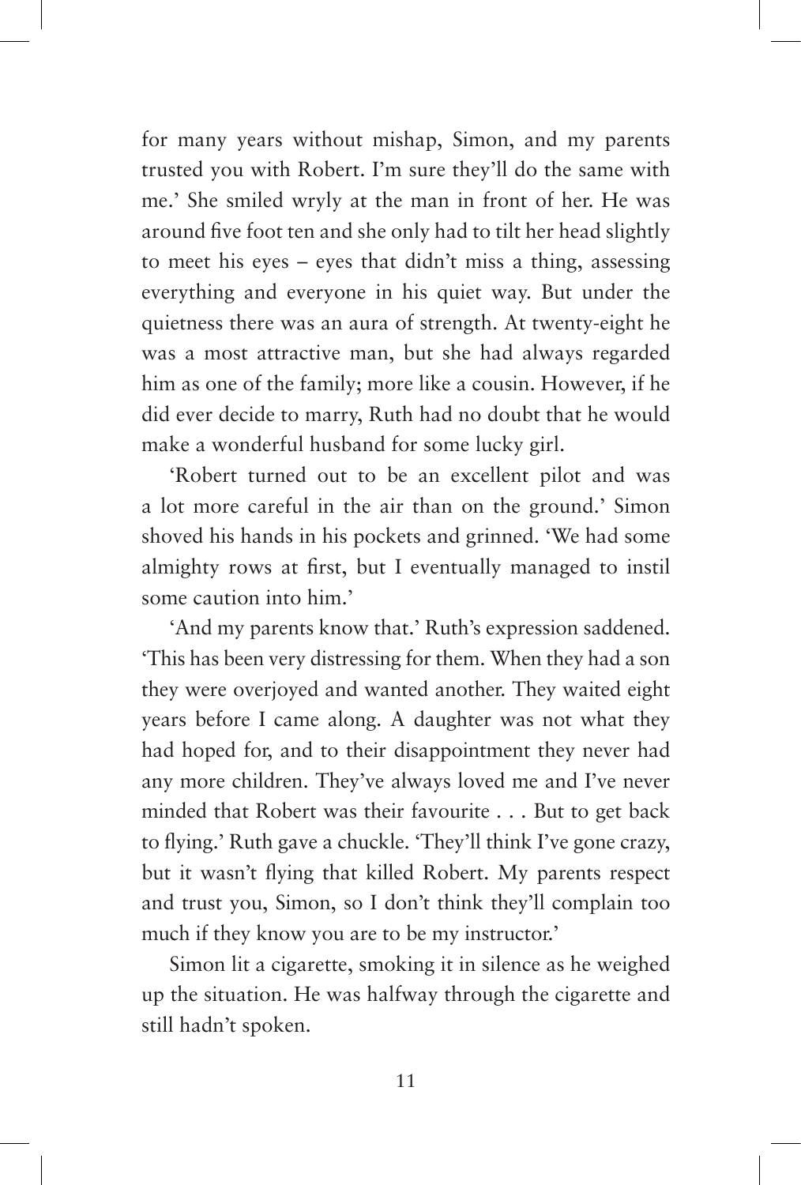for many years without mishap, Simon, and my parents trusted you with Robert. I'm sure they'll do the same with me.' She smiled wryly at the man in front of her. He was around five foot ten and she only had to tilt her head slightly to meet his eyes – eyes that didn't miss a thing, assessing everything and everyone in his quiet way. But under the quietness there was an aura of strength. At twenty-eight he was a most attractive man, but she had always regarded him as one of the family; more like a cousin. However, if he did ever decide to marry, Ruth had no doubt that he would make a wonderful husband for some lucky girl.

'Robert turned out to be an excellent pilot and was a lot more careful in the air than on the ground.' Simon shoved his hands in his pockets and grinned. 'We had some almighty rows at first, but I eventually managed to instil some caution into him.'

'And my parents know that.' Ruth's expression saddened. 'This has been very distressing for them. When they had a son they were overjoyed and wanted another. They waited eight years before I came along. A daughter was not what they had hoped for, and to their disappointment they never had any more children. They've always loved me and I've never minded that Robert was their favourite . . . But to get back to flying.' Ruth gave a chuckle. 'They'll think I've gone crazy, but it wasn't flying that killed Robert. My parents respect and trust you, Simon, so I don't think they'll complain too much if they know you are to be my instructor.'

Simon lit a cigarette, smoking it in silence as he weighed up the situation. He was halfway through the cigarette and still hadn't spoken.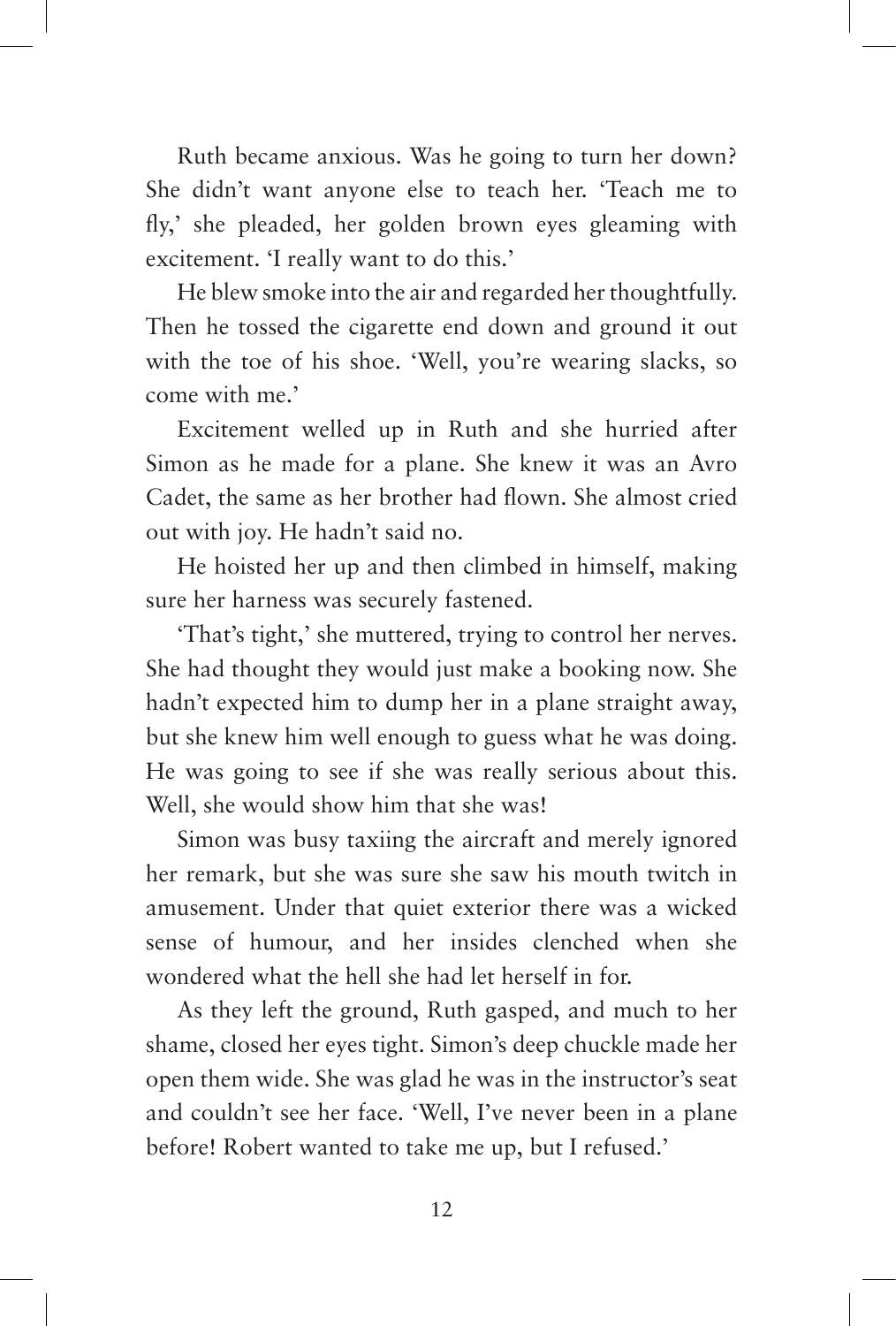Ruth became anxious. Was he going to turn her down? She didn't want anyone else to teach her. 'Teach me to fly,' she pleaded, her golden brown eyes gleaming with excitement. 'I really want to do this.'

He blew smoke into the air and regarded her thoughtfully. Then he tossed the cigarette end down and ground it out with the toe of his shoe. 'Well, you're wearing slacks, so come with me.'

Excitement welled up in Ruth and she hurried after Simon as he made for a plane. She knew it was an Avro Cadet, the same as her brother had flown. She almost cried out with joy. He hadn't said no.

He hoisted her up and then climbed in himself, making sure her harness was securely fastened.

'That's tight,' she muttered, trying to control her nerves. She had thought they would just make a booking now. She hadn't expected him to dump her in a plane straight away, but she knew him well enough to guess what he was doing. He was going to see if she was really serious about this. Well, she would show him that she was!

Simon was busy taxiing the aircraft and merely ignored her remark, but she was sure she saw his mouth twitch in amusement. Under that quiet exterior there was a wicked sense of humour, and her insides clenched when she wondered what the hell she had let herself in for.

As they left the ground, Ruth gasped, and much to her shame, closed her eyes tight. Simon's deep chuckle made her open them wide. She was glad he was in the instructor's seat and couldn't see her face. 'Well, I've never been in a plane before! Robert wanted to take me up, but I refused.'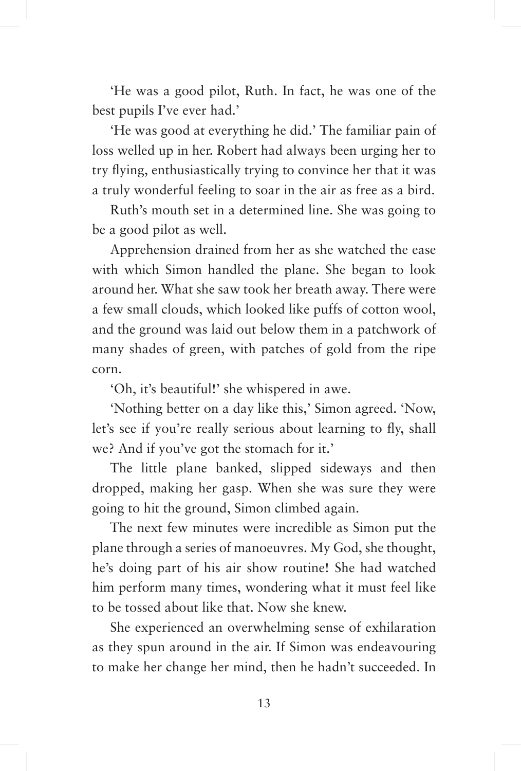'He was a good pilot, Ruth. In fact, he was one of the best pupils I've ever had.'

'He was good at everything he did.' The familiar pain of loss welled up in her. Robert had always been urging her to try flying, enthusiastically trying to convince her that it was a truly wonderful feeling to soar in the air as free as a bird.

Ruth's mouth set in a determined line. She was going to be a good pilot as well.

Apprehension drained from her as she watched the ease with which Simon handled the plane. She began to look around her. What she saw took her breath away. There were a few small clouds, which looked like puffs of cotton wool, and the ground was laid out below them in a patchwork of many shades of green, with patches of gold from the ripe corn.

'Oh, it's beautiful!' she whispered in awe.

'Nothing better on a day like this,' Simon agreed. 'Now, let's see if you're really serious about learning to fly, shall we? And if you've got the stomach for it.'

The little plane banked, slipped sideways and then dropped, making her gasp. When she was sure they were going to hit the ground, Simon climbed again.

The next few minutes were incredible as Simon put the plane through a series of manoeuvres. My God, she thought, he's doing part of his air show routine! She had watched him perform many times, wondering what it must feel like to be tossed about like that. Now she knew.

She experienced an overwhelming sense of exhilaration as they spun around in the air. If Simon was endeavouring to make her change her mind, then he hadn't succeeded. In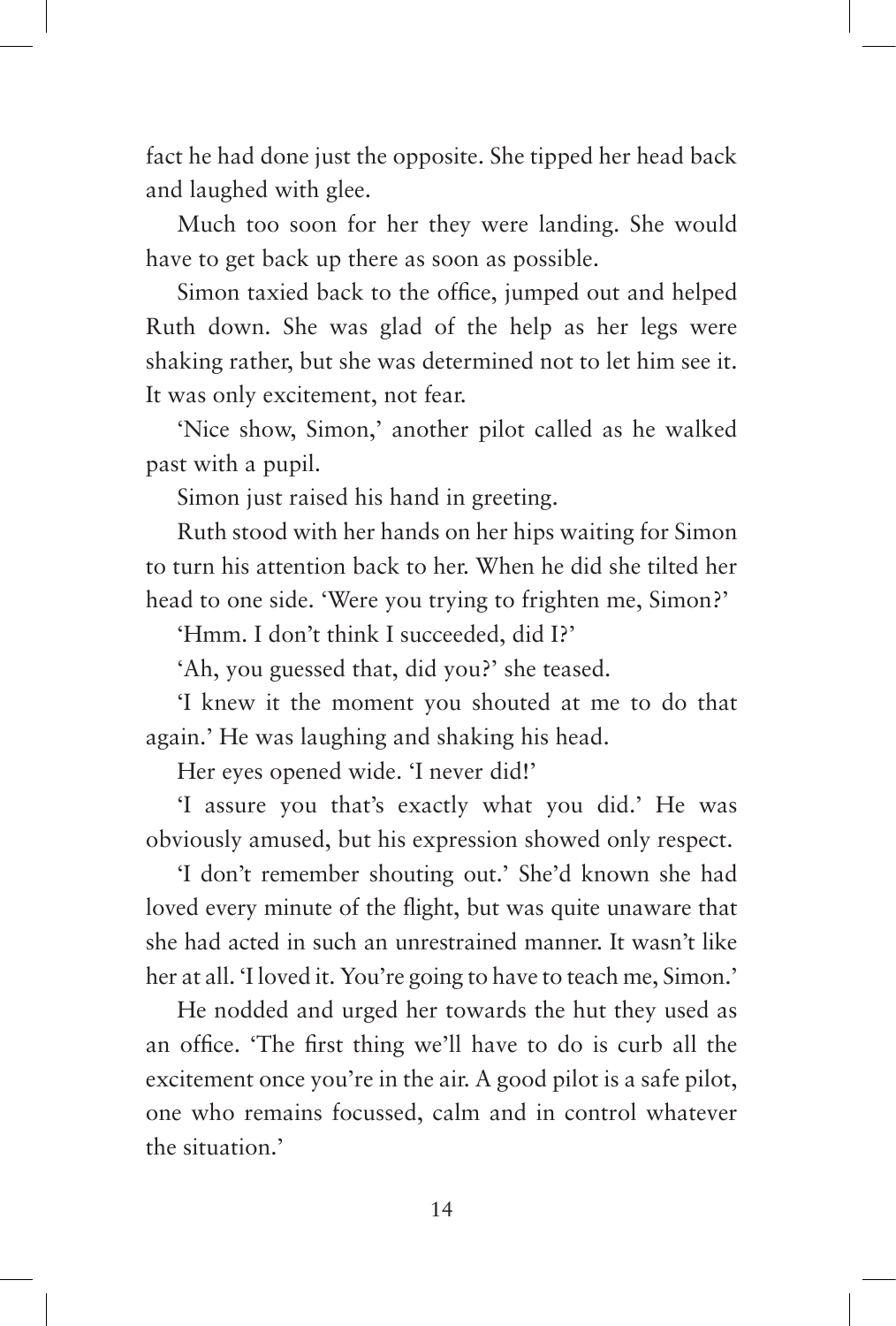fact he had done just the opposite. She tipped her head back and laughed with glee.

Much too soon for her they were landing. She would have to get back up there as soon as possible.

Simon taxied back to the office, jumped out and helped Ruth down. She was glad of the help as her legs were shaking rather, but she was determined not to let him see it. It was only excitement, not fear.

'Nice show, Simon,' another pilot called as he walked past with a pupil.

Simon just raised his hand in greeting.

Ruth stood with her hands on her hips waiting for Simon to turn his attention back to her. When he did she tilted her head to one side. 'Were you trying to frighten me, Simon?'

'Hmm. I don't think I succeeded, did I?'

'Ah, you guessed that, did you?' she teased.

'I knew it the moment you shouted at me to do that again.' He was laughing and shaking his head.

Her eyes opened wide. 'I never did!'

'I assure you that's exactly what you did.' He was obviously amused, but his expression showed only respect.

'I don't remember shouting out.' She'd known she had loved every minute of the flight, but was quite unaware that she had acted in such an unrestrained manner. It wasn't like her at all. 'I loved it. You're going to have to teach me, Simon.'

He nodded and urged her towards the hut they used as an office. 'The first thing we'll have to do is curb all the excitement once you're in the air. A good pilot is a safe pilot, one who remains focussed, calm and in control whatever the situation.'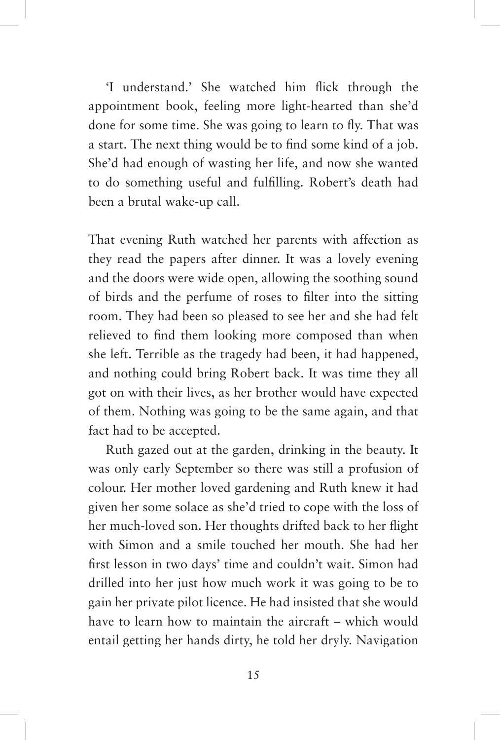'I understand.' She watched him flick through the appointment book, feeling more light-hearted than she'd done for some time. She was going to learn to fly. That was a start. The next thing would be to find some kind of a job. She'd had enough of wasting her life, and now she wanted to do something useful and fulfilling. Robert's death had been a brutal wake-up call.

That evening Ruth watched her parents with affection as they read the papers after dinner. It was a lovely evening and the doors were wide open, allowing the soothing sound of birds and the perfume of roses to filter into the sitting room. They had been so pleased to see her and she had felt relieved to find them looking more composed than when she left. Terrible as the tragedy had been, it had happened, and nothing could bring Robert back. It was time they all got on with their lives, as her brother would have expected of them. Nothing was going to be the same again, and that fact had to be accepted.

Ruth gazed out at the garden, drinking in the beauty. It was only early September so there was still a profusion of colour. Her mother loved gardening and Ruth knew it had given her some solace as she'd tried to cope with the loss of her much-loved son. Her thoughts drifted back to her flight with Simon and a smile touched her mouth. She had her first lesson in two days' time and couldn't wait. Simon had drilled into her just how much work it was going to be to gain her private pilot licence. He had insisted that she would have to learn how to maintain the aircraft – which would entail getting her hands dirty, he told her dryly. Navigation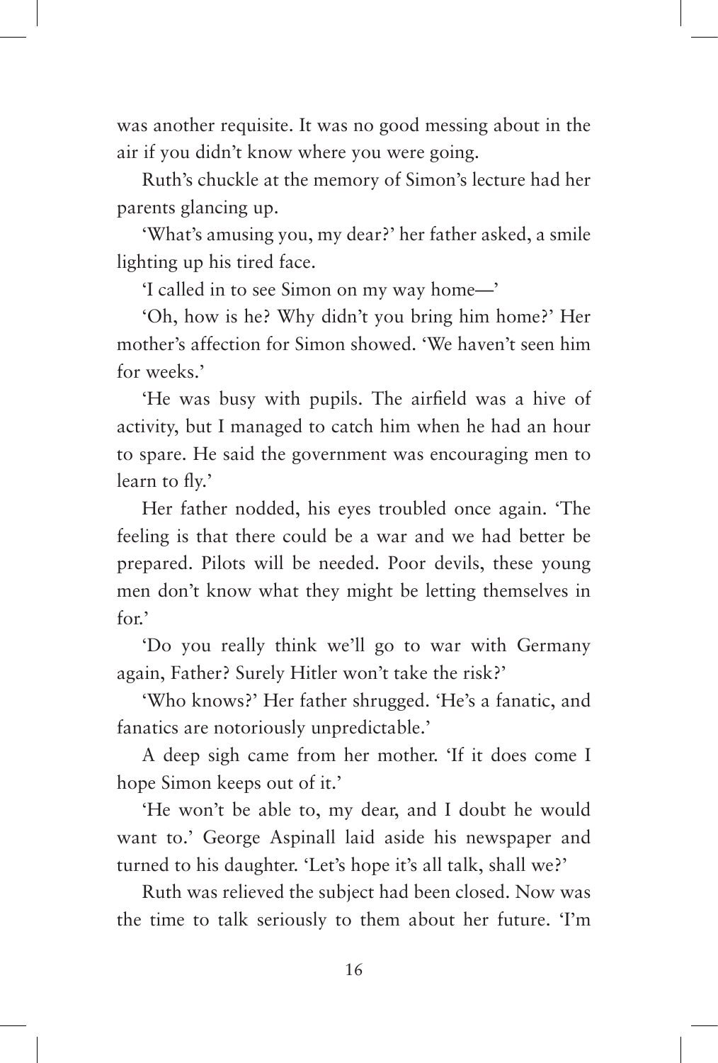was another requisite. It was no good messing about in the air if you didn't know where you were going.

Ruth's chuckle at the memory of Simon's lecture had her parents glancing up.

'What's amusing you, my dear?' her father asked, a smile lighting up his tired face.

'I called in to see Simon on my way home—'

'Oh, how is he? Why didn't you bring him home?' Her mother's affection for Simon showed. 'We haven't seen him for weeks.'

'He was busy with pupils. The airfield was a hive of activity, but I managed to catch him when he had an hour to spare. He said the government was encouraging men to learn to fly.'

Her father nodded, his eyes troubled once again. 'The feeling is that there could be a war and we had better be prepared. Pilots will be needed. Poor devils, these young men don't know what they might be letting themselves in for.'

'Do you really think we'll go to war with Germany again, Father? Surely Hitler won't take the risk?'

'Who knows?' Her father shrugged. 'He's a fanatic, and fanatics are notoriously unpredictable.'

A deep sigh came from her mother. 'If it does come I hope Simon keeps out of it.'

'He won't be able to, my dear, and I doubt he would want to.' George Aspinall laid aside his newspaper and turned to his daughter. 'Let's hope it's all talk, shall we?'

Ruth was relieved the subject had been closed. Now was the time to talk seriously to them about her future. 'I'm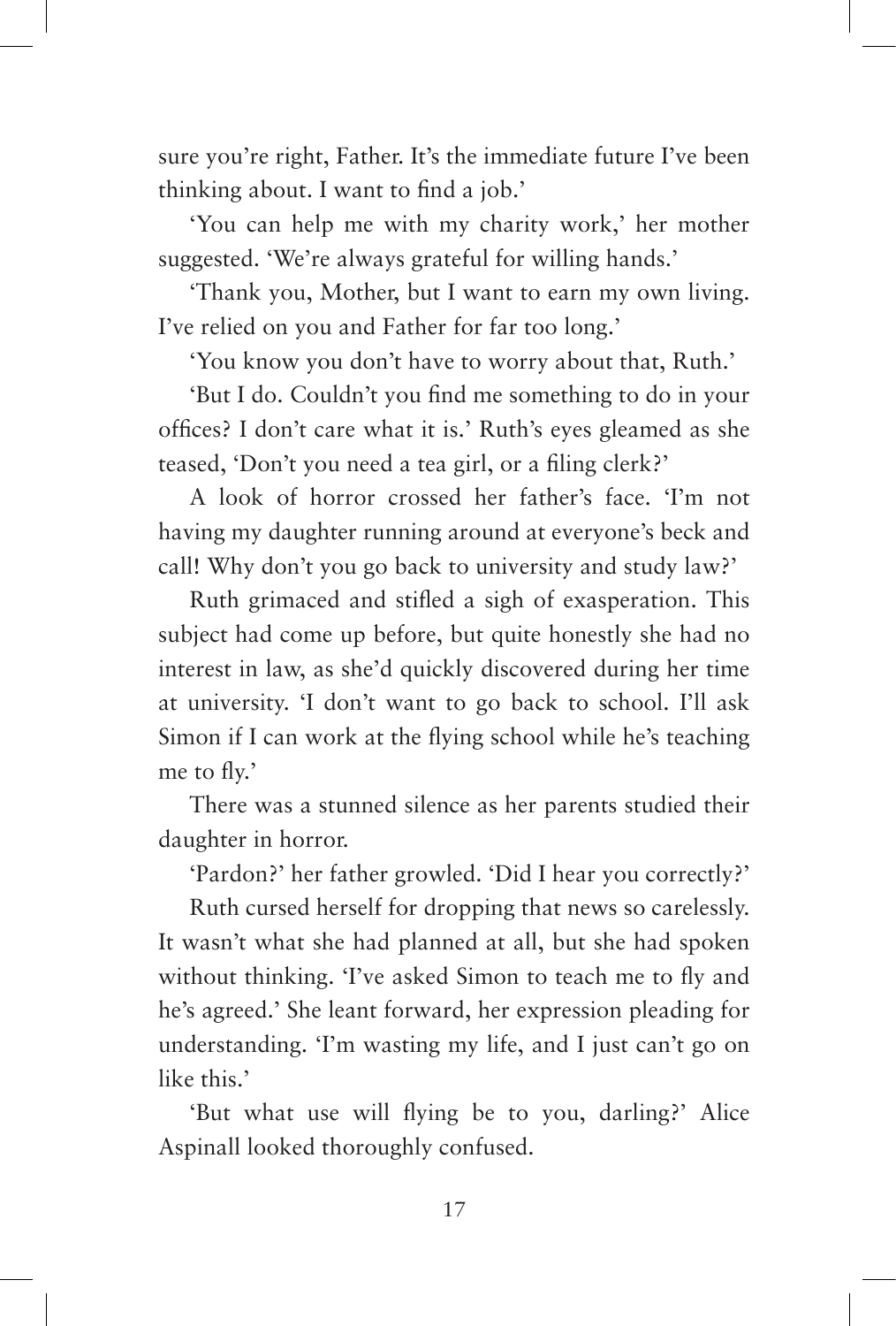sure you're right, Father. It's the immediate future I've been thinking about. I want to find a job.'

'You can help me with my charity work,' her mother suggested. 'We're always grateful for willing hands.'

'Thank you, Mother, but I want to earn my own living. I've relied on you and Father for far too long.'

'You know you don't have to worry about that, Ruth.'

'But I do. Couldn't you find me something to do in your offices? I don't care what it is.' Ruth's eyes gleamed as she teased, 'Don't you need a tea girl, or a filing clerk?'

A look of horror crossed her father's face. 'I'm not having my daughter running around at everyone's beck and call! Why don't you go back to university and study law?'

Ruth grimaced and stifled a sigh of exasperation. This subject had come up before, but quite honestly she had no interest in law, as she'd quickly discovered during her time at university. 'I don't want to go back to school. I'll ask Simon if I can work at the flying school while he's teaching me to fly.'

There was a stunned silence as her parents studied their daughter in horror.

'Pardon?' her father growled. 'Did I hear you correctly?'

Ruth cursed herself for dropping that news so carelessly. It wasn't what she had planned at all, but she had spoken without thinking. 'I've asked Simon to teach me to fly and he's agreed.' She leant forward, her expression pleading for understanding. 'I'm wasting my life, and I just can't go on like this.'

'But what use will flying be to you, darling?' Alice Aspinall looked thoroughly confused.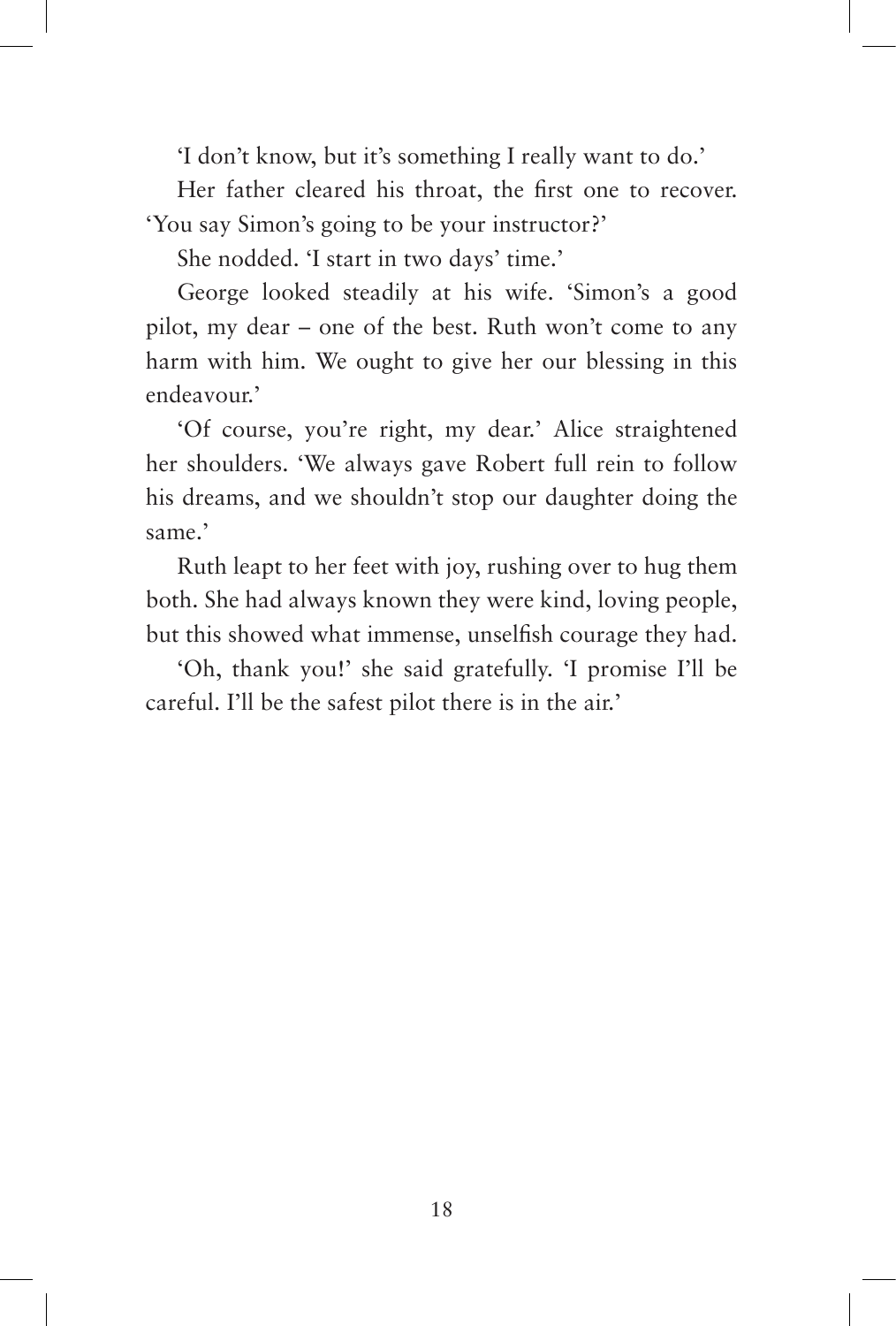'I don't know, but it's something I really want to do.'

Her father cleared his throat, the first one to recover. 'You say Simon's going to be your instructor?'

She nodded. 'I start in two days' time.'

George looked steadily at his wife. 'Simon's a good pilot, my dear – one of the best. Ruth won't come to any harm with him. We ought to give her our blessing in this endeavour.'

'Of course, you're right, my dear.' Alice straightened her shoulders. 'We always gave Robert full rein to follow his dreams, and we shouldn't stop our daughter doing the same.'

Ruth leapt to her feet with joy, rushing over to hug them both. She had always known they were kind, loving people, but this showed what immense, unselfish courage they had.

'Oh, thank you!' she said gratefully. 'I promise I'll be careful. I'll be the safest pilot there is in the air.'